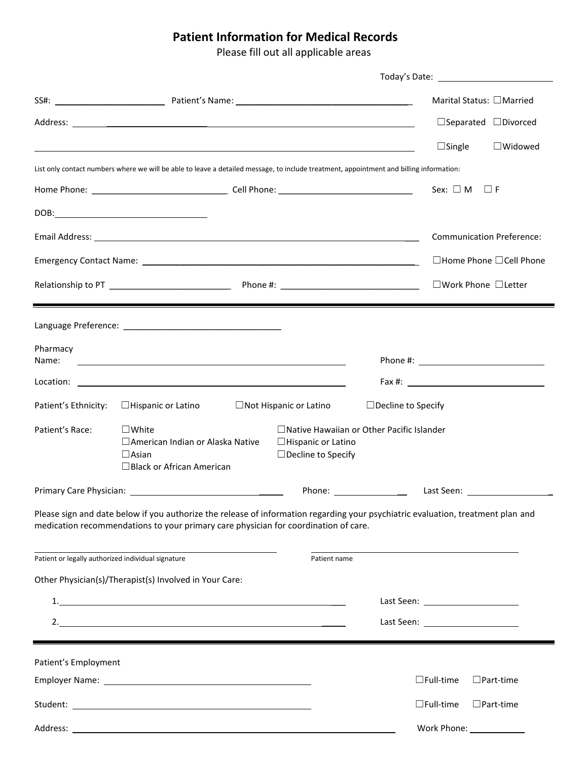# Patient Information for Medical Records

Please fill out all applicable areas

Today's Date: ______________________

SS#: ____________________ Patient's Name: ________________________________ Marital Status: ☐Married ☐Separated ☐Divorced ☐Single ☐Widowed

Address: ______________________________________________________________

______________________________________________________________

List only contact numbers where we will be able to leave a detailed message, to include treatment, appointment and billing information:

Home Phone: ________________________ Cell Phone: ________________________ Sex: ☐ M ☐ F

DOB: ____________________________

Email Address: ______________________________________________________

Communication Preference: ☐Home Phone ☐Cell Phone ☐Work Phone ☐Letter

Emergency Contact Name: ______________________________________________

Relationship to PT ______________________ Phone #: __________________________

---

Language Preference: ______________________________

Pharmacy Name: ______________________________________________ Phone #: ______________________

Location: ______________________________________________ Fax #: ______________________

Patient's Ethnicity: ☐Hispanic or Latino ☐Not Hispanic or Latino ☐Decline to Specify

Patient's Race:
☐White
☐American Indian or Alaska Native
☐Asian
☐Black or African American
☐Native Hawaiian or Other Pacific Islander
☐Hispanic or Latino
☐Decline to Specify

Primary Care Physician: ______________________ Phone: ____________ Last Seen: ________________

Please sign and date below if you authorize the release of information regarding your psychiatric evaluation, treatment plan and medication recommendations to your primary care physician for coordination of care.

__________________________________________ __________________________________________
Patient or legally authorized individual signature Patient name

Other Physician(s)/Therapist(s) Involved in Your Care:

1. ______________________________________________ Last Seen: ________________

2. ______________________________________________ Last Seen: ________________

---

Patient's Employment

Employer Name: ______________________________________ ☐Full-time ☐Part-time

Student: ______________________________________ ☐Full-time ☐Part-time

Address: ______________________________________________ Work Phone: __________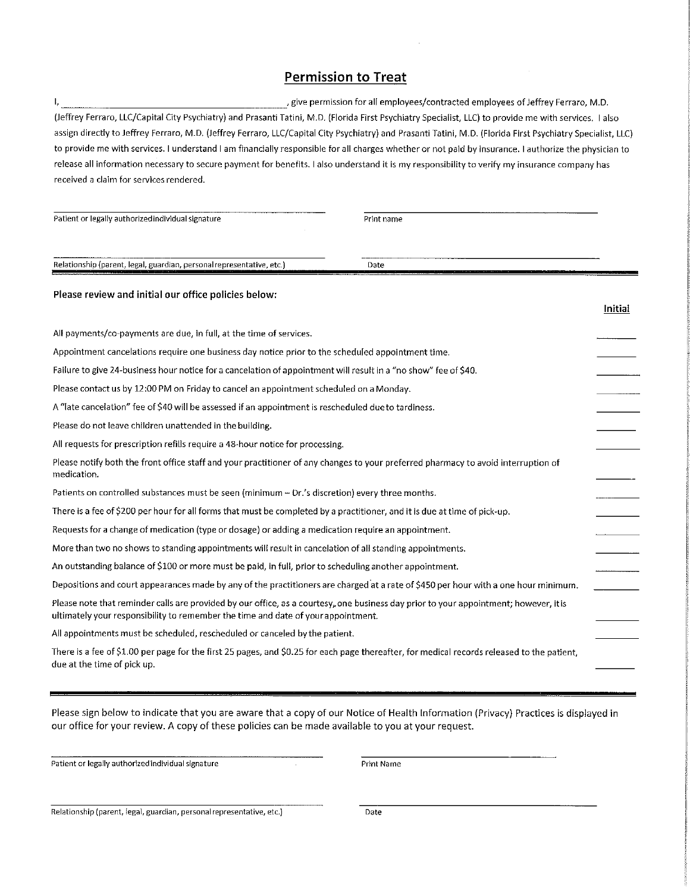## Permission to Treat

I, ______________________________, give permission for all employees/contracted employees of Jeffrey Ferraro, M.D. (Jeffrey Ferraro, LLC/Capital City Psychiatry) and Prasanti Tatini, M.D. (Florida First Psychiatry Specialist, LLC) to provide me with services. I also assign directly to Jeffrey Ferraro, M.D. (Jeffrey Ferraro, LLC/Capital City Psychiatry) and Prasanti Tatini, M.D. (Florida First Psychiatry Specialist, LLC) to provide me with services. I understand I am financially responsible for all charges whether or not paid by insurance. I authorize the physician to release all information necessary to secure payment for benefits. I also understand it is my responsibility to verify my insurance company has received a claim for services rendered.

______________________________ Patient or legally authorized individual signature

______________________________ Print name

______________________________ Relationship (parent, legal, guardian, personal representative, etc.)

______________________________ Date

**Please review and initial our office policies below:**

| Policy | Initial |
|---|---|
| All payments/co-payments are due, in full, at the time of services. | ______ |
| Appointment cancelations require one business day notice prior to the scheduled appointment time. | ______ |
| Failure to give 24-business hour notice for a cancelation of appointment will result in a "no show" fee of $40. | ______ |
| Please contact us by 12:00 PM on Friday to cancel an appointment scheduled on a Monday. | ______ |
| A "late cancelation" fee of $40 will be assessed if an appointment is rescheduled due to tardiness. | ______ |
| Please do not leave children unattended in the building. | ______ |
| All requests for prescription refills require a 48-hour notice for processing. | ______ |
| Please notify both the front office staff and your practitioner of any changes to your preferred pharmacy to avoid interruption of medication. | ______ |
| Patients on controlled substances must be seen (minimum – Dr.'s discretion) every three months. | ______ |
| There is a fee of $200 per hour for all forms that must be completed by a practitioner, and it is due at time of pick-up. | ______ |
| Requests for a change of medication (type or dosage) or adding a medication require an appointment. | ______ |
| More than two no shows to standing appointments will result in cancelation of all standing appointments. | ______ |
| An outstanding balance of $100 or more must be paid, in full, prior to scheduling another appointment. | ______ |
| Depositions and court appearances made by any of the practitioners are charged at a rate of $450 per hour with a one hour minimum. | ______ |
| Please note that reminder calls are provided by our office, as a courtesy, one business day prior to your appointment; however, it is ultimately your responsibility to remember the time and date of your appointment. | ______ |
| All appointments must be scheduled, rescheduled or canceled by the patient. | ______ |
| There is a fee of $1.00 per page for the first 25 pages, and $0.25 for each page thereafter, for medical records released to the patient, due at the time of pick up. | ______ |

Please sign below to indicate that you are aware that a copy of our Notice of Health Information (Privacy) Practices is displayed in our office for your review. A copy of these policies can be made available to you at your request.

______________________________ Patient or legally authorized individual signature

______________________________ Print Name

______________________________ Relationship (parent, legal, guardian, personal representative, etc.)

______________________________ Date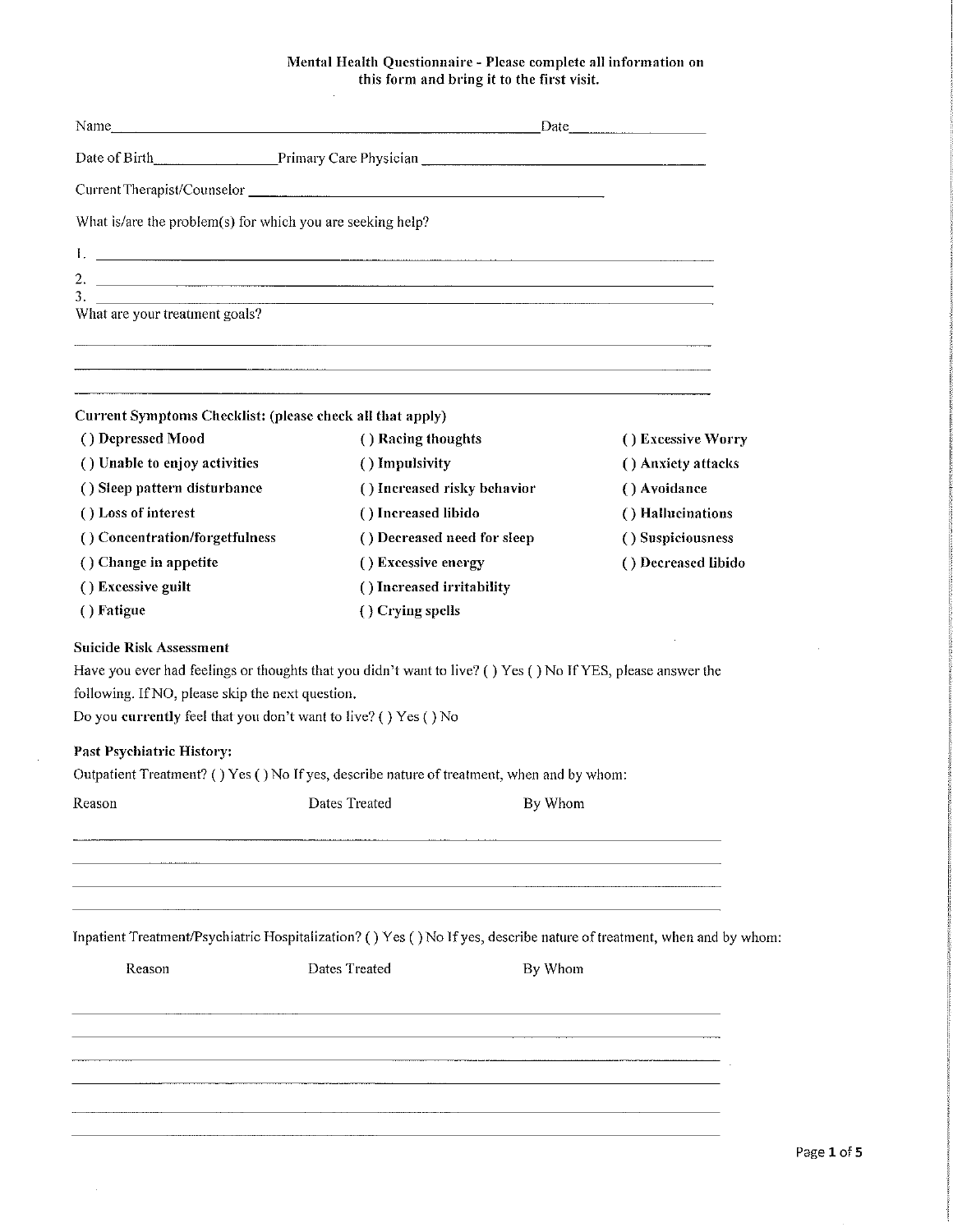# Mental Health Questionnaire - Please complete all information on this form and bring it to the first visit.

Name_______________________________________________ Date_______________

Date of Birth_______________ Primary Care Physician _______________________________

Current Therapist/Counselor _______________________________________

What is/are the problem(s) for which you are seeking help?

1. _______________________________________________________________
2. _______________________________________________________________
3. _______________________________________________________________

What are your treatment goals?

_______________________________________________________________

_______________________________________________________________

_______________________________________________________________

**Current Symptoms Checklist: (please check all that apply)**

| | | |
|---|---|---|
| ( ) Depressed Mood | ( ) Racing thoughts | ( ) Excessive Worry |
| ( ) Unable to enjoy activities | ( ) Impulsivity | ( ) Anxiety attacks |
| ( ) Sleep pattern disturbance | ( ) Increased risky behavior | ( ) Avoidance |
| ( ) Loss of interest | ( ) Increased libido | ( ) Hallucinations |
| ( ) Concentration/forgetfulness | ( ) Decreased need for sleep | ( ) Suspiciousness |
| ( ) Change in appetite | ( ) Excessive energy | ( ) Decreased libido |
| ( ) Excessive guilt | ( ) Increased irritability | |
| ( ) Fatigue | ( ) Crying spells | |

**Suicide Risk Assessment**

Have you ever had feelings or thoughts that you didn't want to live? ( ) Yes ( ) No If YES, please answer the following. If NO, please skip the next question.

Do you **currently** feel that you don't want to live? ( ) Yes ( ) No

**Past Psychiatric History:**

Outpatient Treatment? ( ) Yes ( ) No If yes, describe nature of treatment, when and by whom:

| Reason | Dates Treated | By Whom |
|---|---|---|
| | | |
| | | |
| | | |
| | | |

Inpatient Treatment/Psychiatric Hospitalization? ( ) Yes ( ) No If yes, describe nature of treatment, when and by whom:

| Reason | Dates Treated | By Whom |
|---|---|---|
| | | |
| | | |
| | | |
| | | |
| | | |
| | | |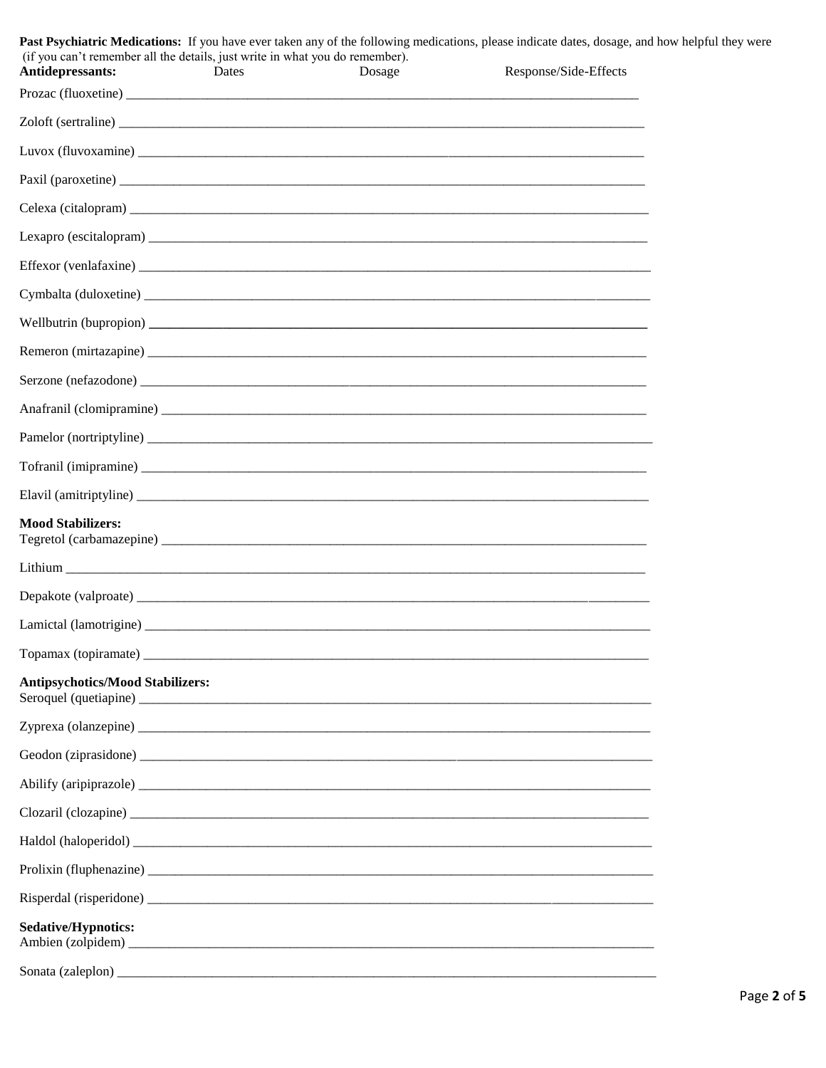**Past Psychiatric Medications:** If you have ever taken any of the following medications, please indicate dates, dosage, and how helpful they were (if you can't remember all the details, just write in what you do remember).

| Medication | Dates | Dosage | Response/Side-Effects |
|---|---|---|---|
| **Antidepressants:** | | | |
| Prozac (fluoxetine) | | | |
| Zoloft (sertraline) | | | |
| Luvox (fluvoxamine) | | | |
| Paxil (paroxetine) | | | |
| Celexa (citalopram) | | | |
| Lexapro (escitalopram) | | | |
| Effexor (venlafaxine) | | | |
| Cymbalta (duloxetine) | | | |
| Wellbutrin (bupropion) | | | |
| Remeron (mirtazapine) | | | |
| Serzone (nefazodone) | | | |
| Anafranil (clomipramine) | | | |
| Pamelor (nortriptyline) | | | |
| Tofranil (imipramine) | | | |
| Elavil (amitriptyline) | | | |
| **Mood Stabilizers:** | | | |
| Tegretol (carbamazepine) | | | |
| Lithium | | | |
| Depakote (valproate) | | | |
| Lamictal (lamotrigine) | | | |
| Topamax (topiramate) | | | |
| **Antipsychotics/Mood Stabilizers:** | | | |
| Seroquel (quetiapine) | | | |
| Zyprexa (olanzepine) | | | |
| Geodon (ziprasidone) | | | |
| Abilify (aripiprazole) | | | |
| Clozaril (clozapine) | | | |
| Haldol (haloperidol) | | | |
| Prolixin (fluphenazine) | | | |
| Risperdal (risperidone) | | | |
| **Sedative/Hypnotics:** | | | |
| Ambien (zolpidem) | | | |
| Sonata (zaleplon) | | | |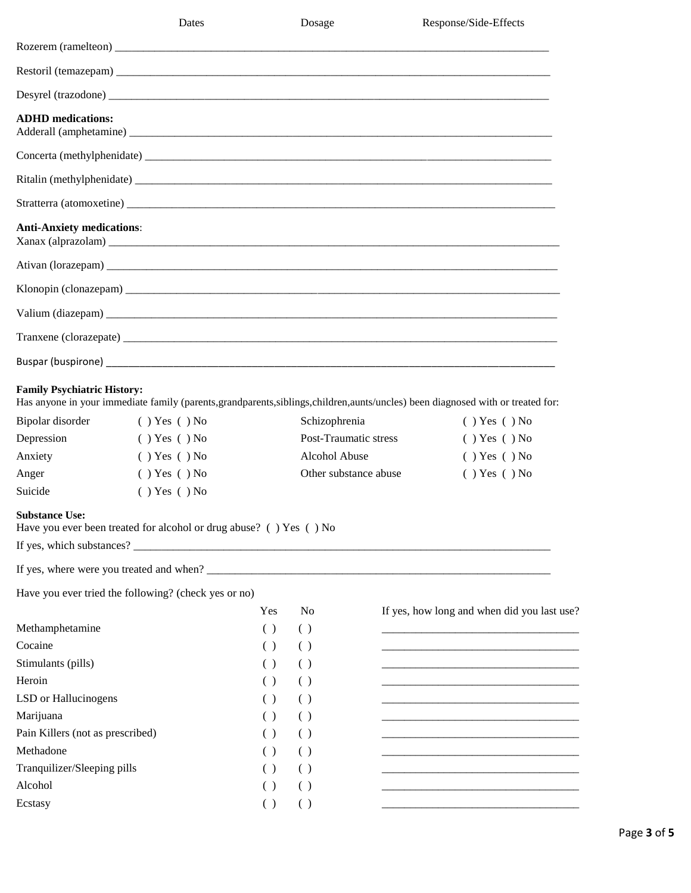| | Dates | Dosage | Response/Side-Effects |
|---|---|---|---|
| Rozerem (ramelteon) | | | |
| Restoril (temazepam) | | | |
| Desyrel (trazodone) | | | |

**ADHD medications:**

| | Dates | Dosage | Response/Side-Effects |
|---|---|---|---|
| Adderall (amphetamine) | | | |
| Concerta (methylphenidate) | | | |
| Ritalin (methylphenidate) | | | |
| Stratterra (atomoxetine) | | | |

**Anti-Anxiety medications**:

| | Dates | Dosage | Response/Side-Effects |
|---|---|---|---|
| Xanax (alprazolam) | | | |
| Ativan (lorazepam) | | | |
| Klonopin (clonazepam) | | | |
| Valium (diazepam) | | | |
| Tranxene (clorazepate) | | | |
| Buspar (buspirone) | | | |

**Family Psychiatric History:**

Has anyone in your immediate family (parents,grandparents,siblings,children,aunts/uncles) been diagnosed with or treated for:

| | | | |
|---|---|---|---|
| Bipolar disorder | ( ) Yes ( ) No | Schizophrenia | ( ) Yes ( ) No |
| Depression | ( ) Yes ( ) No | Post-Traumatic stress | ( ) Yes ( ) No |
| Anxiety | ( ) Yes ( ) No | Alcohol Abuse | ( ) Yes ( ) No |
| Anger | ( ) Yes ( ) No | Other substance abuse | ( ) Yes ( ) No |
| Suicide | ( ) Yes ( ) No | | |

**Substance Use:**

Have you ever been treated for alcohol or drug abuse? ( ) Yes ( ) No

If yes, which substances? ______________________________________________

If yes, where were you treated and when? ______________________________________________

Have you ever tried the following? (check yes or no)

| | Yes | No | If yes, how long and when did you last use? |
|---|---|---|---|
| Methamphetamine | ( ) | ( ) | ______________________ |
| Cocaine | ( ) | ( ) | ______________________ |
| Stimulants (pills) | ( ) | ( ) | ______________________ |
| Heroin | ( ) | ( ) | ______________________ |
| LSD or Hallucinogens | ( ) | ( ) | ______________________ |
| Marijuana | ( ) | ( ) | ______________________ |
| Pain Killers (not as prescribed) | ( ) | ( ) | ______________________ |
| Methadone | ( ) | ( ) | ______________________ |
| Tranquilizer/Sleeping pills | ( ) | ( ) | ______________________ |
| Alcohol | ( ) | ( ) | ______________________ |
| Ecstasy | ( ) | ( ) | ______________________ |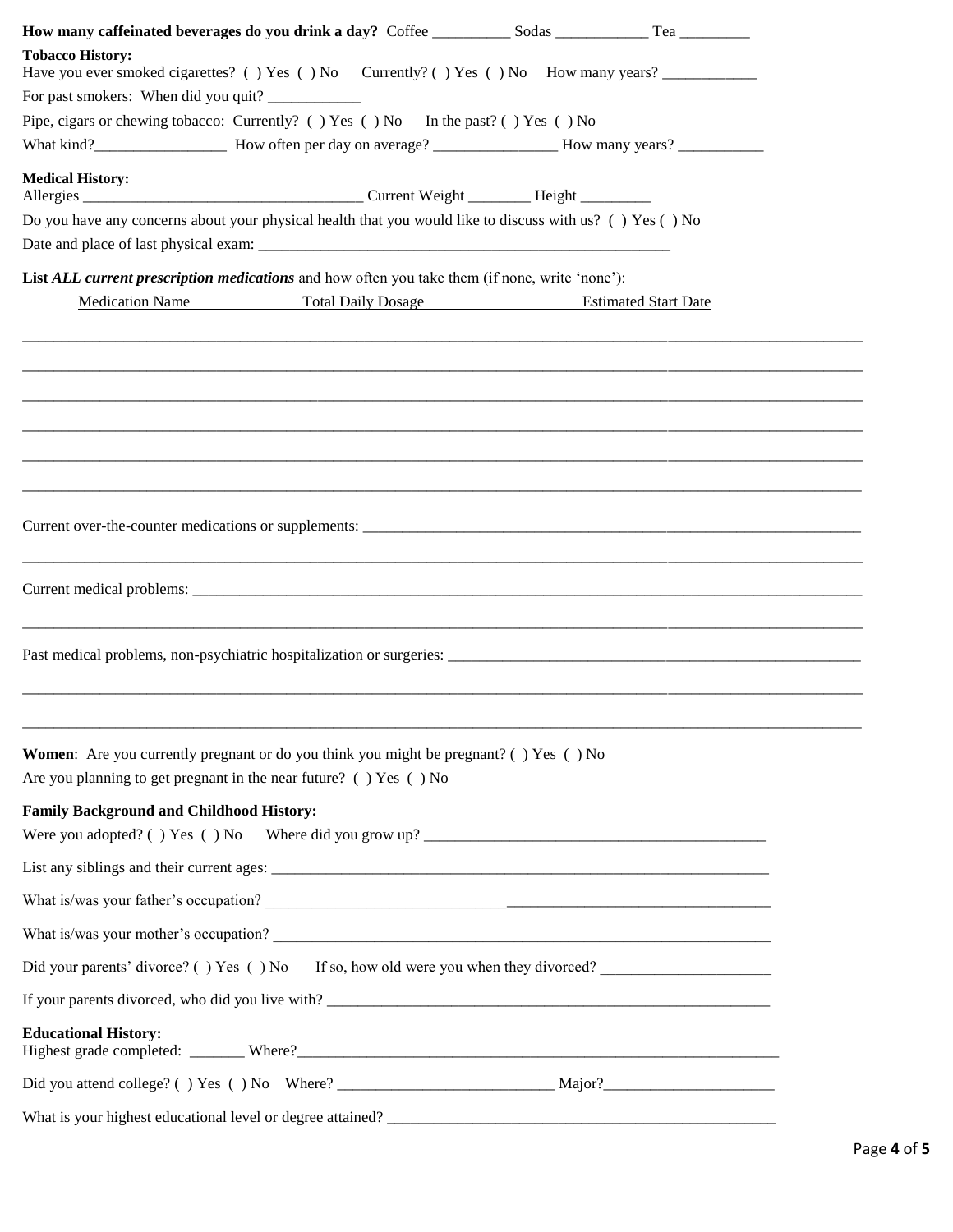**How many caffeinated beverages do you drink a day?** Coffee __________ Sodas ____________ Tea _________

**Tobacco History:**
Have you ever smoked cigarettes? ( ) Yes ( ) No Currently? ( ) Yes ( ) No How many years? ____________

For past smokers: When did you quit? ____________

Pipe, cigars or chewing tobacco: Currently? ( ) Yes ( ) No In the past? ( ) Yes ( ) No

What kind?_________________ How often per day on average? ________________ How many years? ___________

**Medical History:**
Allergies ___________________________________ Current Weight ________ Height _________

Do you have any concerns about your physical health that you would like to discuss with us? ( ) Yes ( ) No

Date and place of last physical exam: ______________________________________________________

**List** ***ALL current prescription medications*** and how often you take them (if none, write 'none'):

| Medication Name | Total Daily Dosage | Estimated Start Date |
|---|---|---|
| | | |
| | | |
| | | |
| | | |
| | | |
| | | |

Current over-the-counter medications or supplements: ____________________________________________________________

______________________________________________________________________________________________

Current medical problems: ________________________________________________________________________________

______________________________________________________________________________________________

Past medical problems, non-psychiatric hospitalization or surgeries: ______________________________________________

______________________________________________________________________________________________

______________________________________________________________________________________________

**Women**: Are you currently pregnant or do you think you might be pregnant? ( ) Yes ( ) No

Are you planning to get pregnant in the near future? ( ) Yes ( ) No

**Family Background and Childhood History:**

Were you adopted? ( ) Yes ( ) No Where did you grow up? _____________________________________________

List any siblings and their current ages: __________________________________________________________________

What is/was your father's occupation? ____________________________________________________________________

What is/was your mother's occupation? ___________________________________________________________________

Did your parents' divorce? ( ) Yes ( ) No If so, how old were you when they divorced? _____________________

If your parents divorced, who did you live with? ____________________________________________________________

**Educational History:**
Highest grade completed: _______ Where?________________________________________________________________

Did you attend college? ( ) Yes ( ) No Where? ___________________________ Major?_____________________

What is your highest educational level or degree attained? ___________________________________________________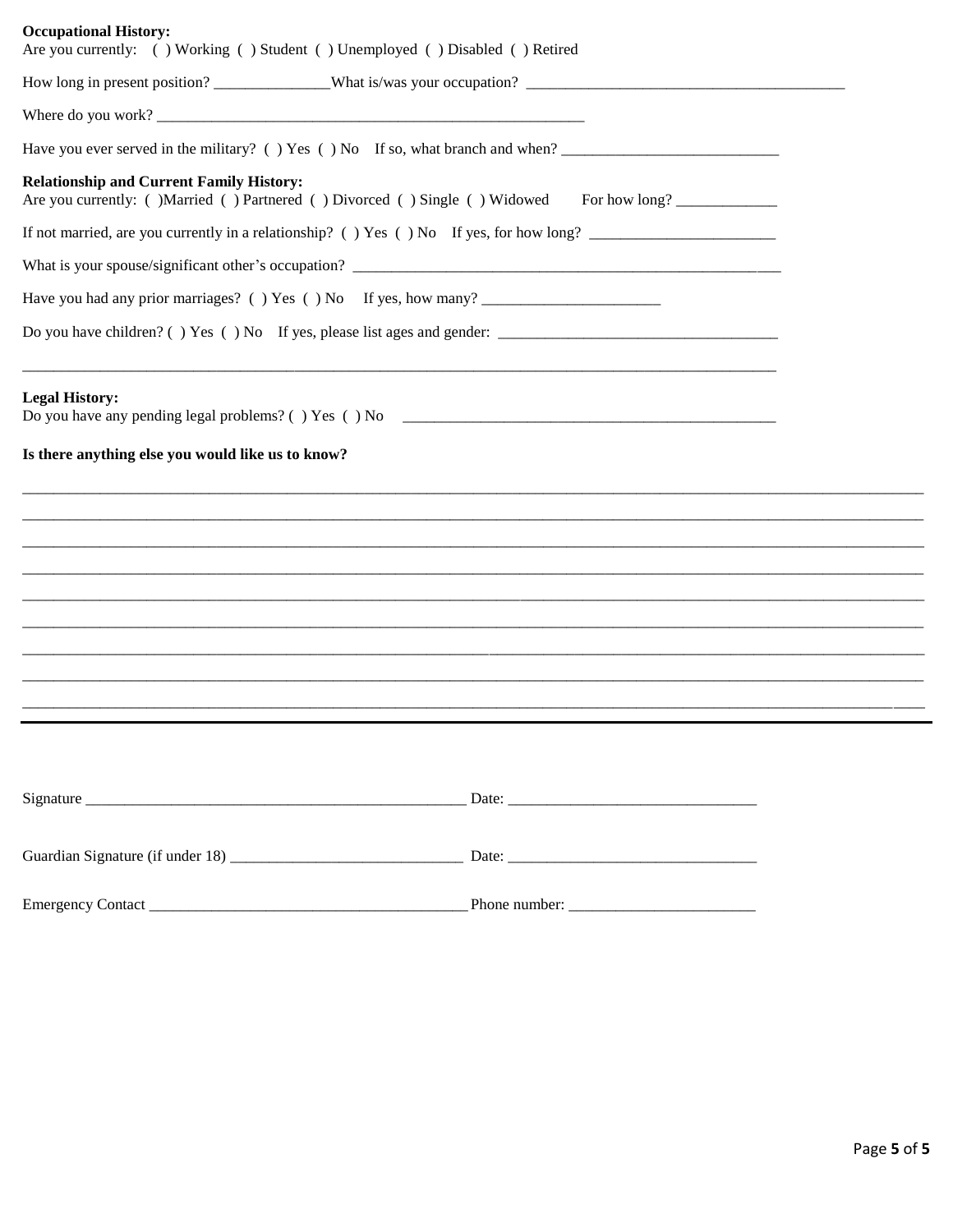**Occupational History:**

Are you currently: ( ) Working ( ) Student ( ) Unemployed ( ) Disabled ( ) Retired

How long in present position? _______________What is/was your occupation? _________________________________________

Where do you work? _____________________________________________________

Have you ever served in the military? ( ) Yes ( ) No If so, what branch and when? ____________________________

**Relationship and Current Family History:**

Are you currently: ( )Married ( ) Partnered ( ) Divorced ( ) Single ( ) Widowed For how long? _____________

If not married, are you currently in a relationship? ( ) Yes ( ) No If yes, for how long? ________________________

What is your spouse/significant other's occupation? ________________________________________________________

Have you had any prior marriages? ( ) Yes ( ) No If yes, how many? _______________________

Do you have children? ( ) Yes ( ) No If yes, please list ages and gender: ___________________________________

______________________________________________________________________________________________

**Legal History:**

Do you have any pending legal problems? ( ) Yes ( ) No ________________________________________________

**Is there anything else you would like us to know?**

______________________________________________________________________________________________

______________________________________________________________________________________________

______________________________________________________________________________________________

______________________________________________________________________________________________

______________________________________________________________________________________________

______________________________________________________________________________________________

______________________________________________________________________________________________

______________________________________________________________________________________________

______________________________________________________________________________________________

---

Signature ___________________________________________________ Date: ________________________________

Guardian Signature (if under 18) ______________________________ Date: ________________________________

Emergency Contact _________________________________________ Phone number: ________________________